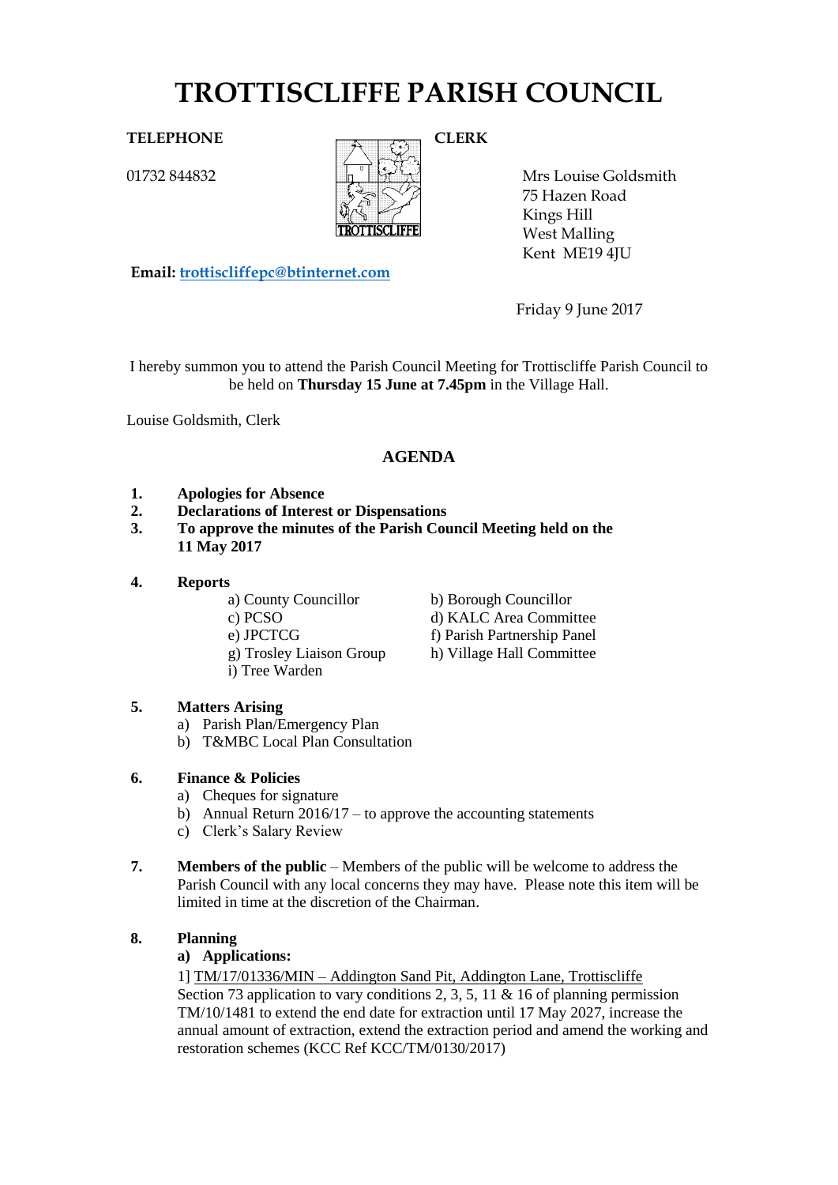# TROTTISCLIFFE PARISH COUNCIL

**TELEPHONE**

01732 844832

**CLERK**

Mrs Louise Goldsmith
75 Hazen Road
Kings Hill
West Malling
Kent ME19 4JU

**Email:** trottiscliffepc@btinternet.com

Friday 9 June 2017

I hereby summon you to attend the Parish Council Meeting for Trottiscliffe Parish Council to be held on **Thursday 15 June at 7.45pm** in the Village Hall.

Louise Goldsmith, Clerk

## AGENDA

1. **Apologies for Absence**
2. **Declarations of Interest or Dispensations**
3. **To approve the minutes of the Parish Council Meeting held on the 11 May 2017**

4. **Reports**
   - a) County Councillor
   - b) Borough Councillor
   - c) PCSO
   - d) KALC Area Committee
   - e) JPCTCG
   - f) Parish Partnership Panel
   - g) Trosley Liaison Group
   - h) Village Hall Committee
   - i) Tree Warden

5. **Matters Arising**
   - a) Parish Plan/Emergency Plan
   - b) T&MBC Local Plan Consultation

6. **Finance & Policies**
   - a) Cheques for signature
   - b) Annual Return 2016/17 – to approve the accounting statements
   - c) Clerk's Salary Review

7. **Members of the public** – Members of the public will be welcome to address the Parish Council with any local concerns they may have. Please note this item will be limited in time at the discretion of the Chairman.

8. **Planning**

   **a) Applications:**

   1] TM/17/01336/MIN – Addington Sand Pit, Addington Lane, Trottiscliffe
   Section 73 application to vary conditions 2, 3, 5, 11 & 16 of planning permission TM/10/1481 to extend the end date for extraction until 17 May 2027, increase the annual amount of extraction, extend the extraction period and amend the working and restoration schemes (KCC Ref KCC/TM/0130/2017)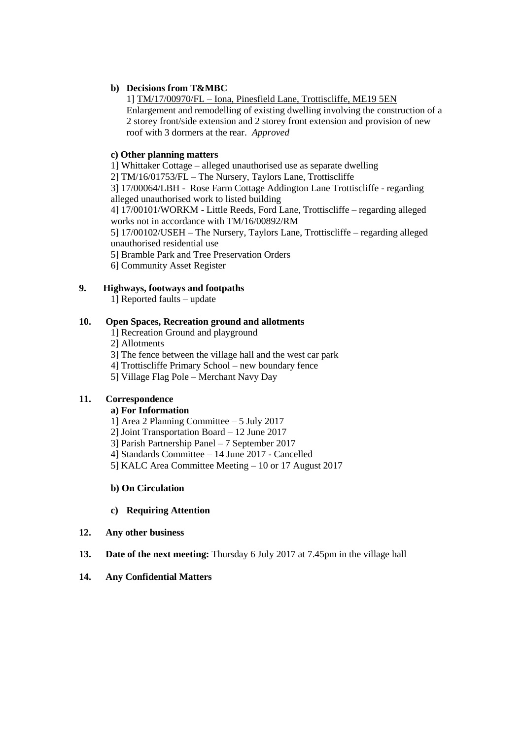**b) Decisions from T&MBC**

1] TM/17/00970/FL – Iona, Pinesfield Lane, Trottiscliffe, ME19 5EN
Enlargement and remodelling of existing dwelling involving the construction of a 2 storey front/side extension and 2 storey front extension and provision of new roof with 3 dormers at the rear. *Approved*

**c) Other planning matters**

1] Whittaker Cottage – alleged unauthorised use as separate dwelling
2] TM/16/01753/FL – The Nursery, Taylors Lane, Trottiscliffe
3] 17/00064/LBH - Rose Farm Cottage Addington Lane Trottiscliffe - regarding alleged unauthorised work to listed building
4] 17/00101/WORKM - Little Reeds, Ford Lane, Trottiscliffe – regarding alleged works not in accordance with TM/16/00892/RM
5] 17/00102/USEH – The Nursery, Taylors Lane, Trottiscliffe – regarding alleged unauthorised residential use
5] Bramble Park and Tree Preservation Orders
6] Community Asset Register

**9. Highways, footways and footpaths**

1] Reported faults – update

**10. Open Spaces, Recreation ground and allotments**

1] Recreation Ground and playground
2] Allotments
3] The fence between the village hall and the west car park
4] Trottiscliffe Primary School – new boundary fence
5] Village Flag Pole – Merchant Navy Day

**11. Correspondence**

**a) For Information**

1] Area 2 Planning Committee – 5 July 2017
2] Joint Transportation Board – 12 June 2017
3] Parish Partnership Panel – 7 September 2017
4] Standards Committee – 14 June 2017 - Cancelled
5] KALC Area Committee Meeting – 10 or 17 August 2017

**b) On Circulation**

**c) Requiring Attention**

**12. Any other business**

**13. Date of the next meeting:** Thursday 6 July 2017 at 7.45pm in the village hall

**14. Any Confidential Matters**